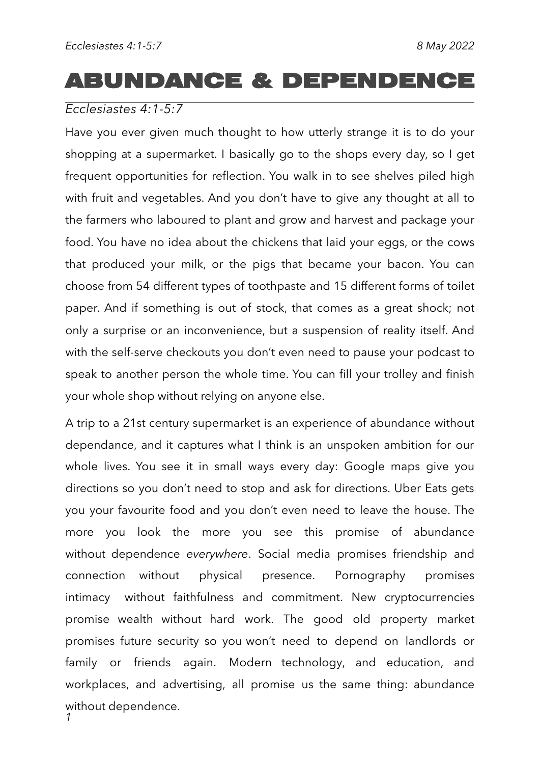*Ecclesiastes 4:1-5:7* *8 May 2022*

# ABUNDANCE & DEPENDENCE

*Ecclesiastes 4:1-5:7*

Have you ever given much thought to how utterly strange it is to do your shopping at a supermarket. I basically go to the shops every day, so I get frequent opportunities for reflection. You walk in to see shelves piled high with fruit and vegetables. And you don't have to give any thought at all to the farmers who laboured to plant and grow and harvest and package your food. You have no idea about the chickens that laid your eggs, or the cows that produced your milk, or the pigs that became your bacon. You can choose from 54 different types of toothpaste and 15 different forms of toilet paper. And if something is out of stock, that comes as a great shock; not only a surprise or an inconvenience, but a suspension of reality itself. And with the self-serve checkouts you don't even need to pause your podcast to speak to another person the whole time. You can fill your trolley and finish your whole shop without relying on anyone else.

A trip to a 21st century supermarket is an experience of abundance without dependance, and it captures what I think is an unspoken ambition for our whole lives. You see it in small ways every day: Google maps give you directions so you don't need to stop and ask for directions. Uber Eats gets you your favourite food and you don't even need to leave the house. The more you look the more you see this promise of abundance without dependence *everywhere*. Social media promises friendship and connection without physical presence. Pornography promises intimacy without faithfulness and commitment. New cryptocurrencies promise wealth without hard work. The good old property market promises future security so you won't need to depend on landlords or family or friends again. Modern technology, and education, and workplaces, and advertising, all promise us the same thing: abundance without dependence.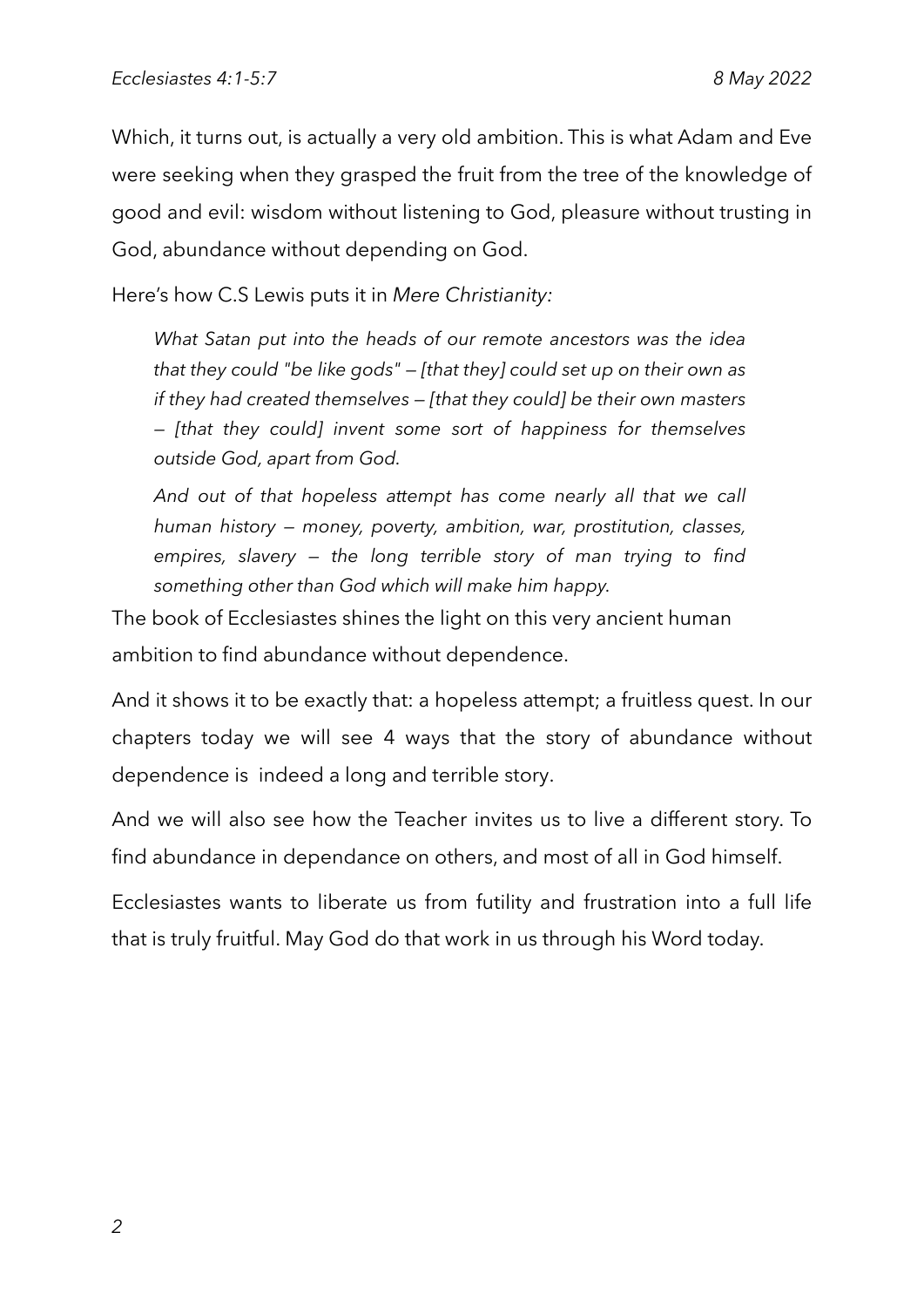Which, it turns out, is actually a very old ambition. This is what Adam and Eve were seeking when they grasped the fruit from the tree of the knowledge of good and evil: wisdom without listening to God, pleasure without trusting in God, abundance without depending on God.

Here's how C.S Lewis puts it in *Mere Christianity:*

> *What Satan put into the heads of our remote ancestors was the idea that they could "be like gods" — [that they] could set up on their own as if they had created themselves — [that they could] be their own masters — [that they could] invent some sort of happiness for themselves outside God, apart from God.*
>
> *And out of that hopeless attempt has come nearly all that we call human history — money, poverty, ambition, war, prostitution, classes, empires, slavery — the long terrible story of man trying to find something other than God which will make him happy.*

The book of Ecclesiastes shines the light on this very ancient human ambition to find abundance without dependence.

And it shows it to be exactly that: a hopeless attempt; a fruitless quest. In our chapters today we will see 4 ways that the story of abundance without dependence is indeed a long and terrible story.

And we will also see how the Teacher invites us to live a different story. To find abundance in dependance on others, and most of all in God himself.

Ecclesiastes wants to liberate us from futility and frustration into a full life that is truly fruitful. May God do that work in us through his Word today.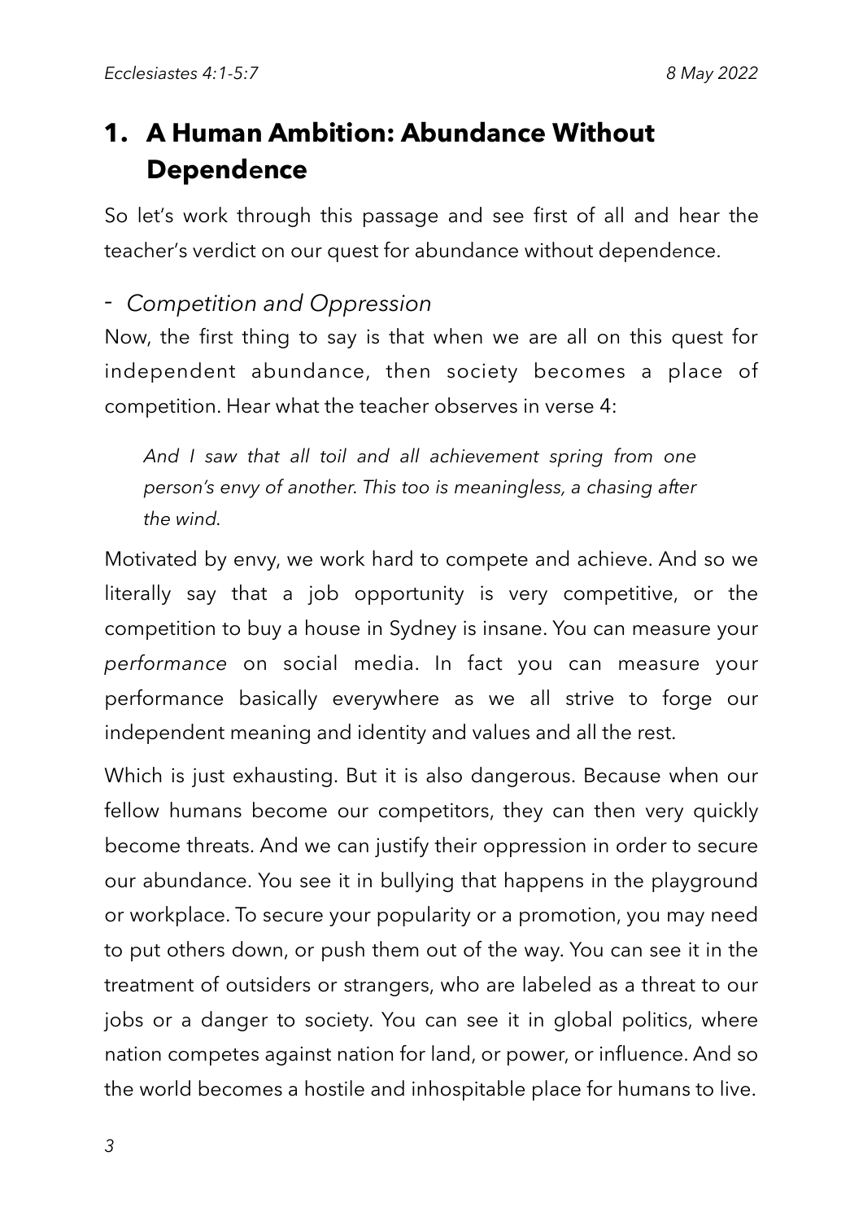# 1. A Human Ambition: Abundance Without Dependence

So let's work through this passage and see first of all and hear the teacher's verdict on our quest for abundance without dependence.

- *Competition and Oppression*

Now, the first thing to say is that when we are all on this quest for independent abundance, then society becomes a place of competition. Hear what the teacher observes in verse 4:

> *And I saw that all toil and all achievement spring from one person's envy of another. This too is meaningless, a chasing after the wind.*

Motivated by envy, we work hard to compete and achieve. And so we literally say that a job opportunity is very competitive, or the competition to buy a house in Sydney is insane. You can measure your *performance* on social media. In fact you can measure your performance basically everywhere as we all strive to forge our independent meaning and identity and values and all the rest.

Which is just exhausting. But it is also dangerous. Because when our fellow humans become our competitors, they can then very quickly become threats. And we can justify their oppression in order to secure our abundance. You see it in bullying that happens in the playground or workplace. To secure your popularity or a promotion, you may need to put others down, or push them out of the way. You can see it in the treatment of outsiders or strangers, who are labeled as a threat to our jobs or a danger to society. You can see it in global politics, where nation competes against nation for land, or power, or influence. And so the world becomes a hostile and inhospitable place for humans to live.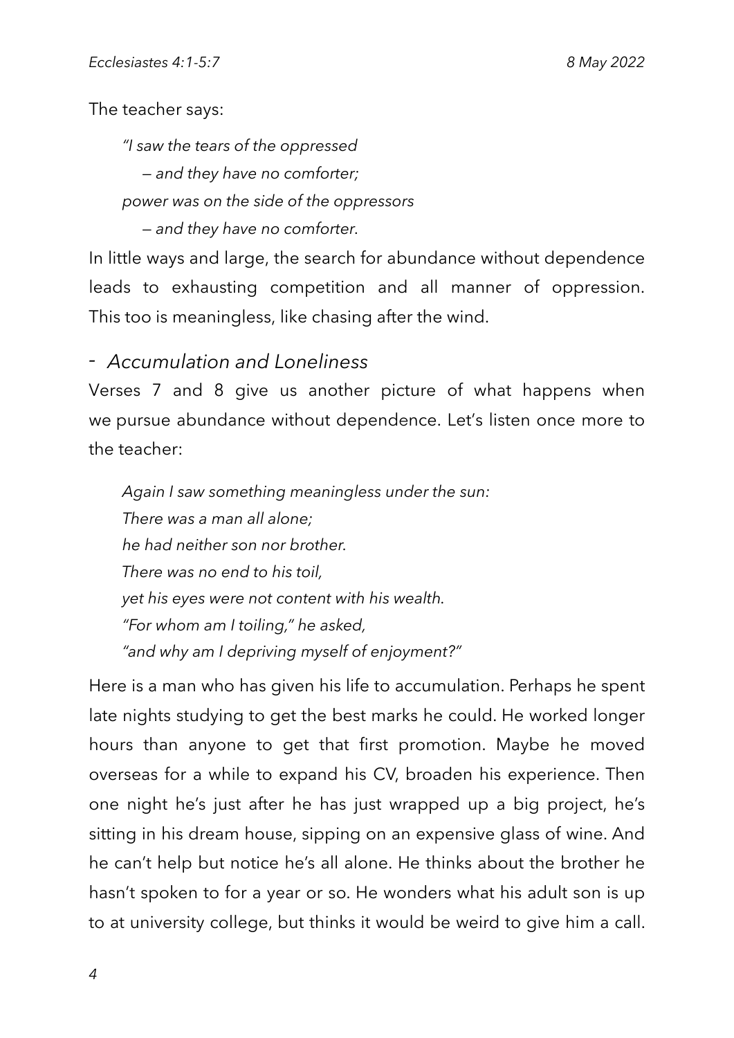The teacher says:

> *"I saw the tears of the oppressed*
> *— and they have no comforter;*
> *power was on the side of the oppressors*
> *— and they have no comforter.*

In little ways and large, the search for abundance without dependence leads to exhausting competition and all manner of oppression. This too is meaningless, like chasing after the wind.

- *Accumulation and Loneliness*

Verses 7 and 8 give us another picture of what happens when we pursue abundance without dependence. Let's listen once more to the teacher:

> *Again I saw something meaningless under the sun:*
> *There was a man all alone;*
> *he had neither son nor brother.*
> *There was no end to his toil,*
> *yet his eyes were not content with his wealth.*
> *"For whom am I toiling," he asked,*
> *"and why am I depriving myself of enjoyment?"*

Here is a man who has given his life to accumulation. Perhaps he spent late nights studying to get the best marks he could. He worked longer hours than anyone to get that first promotion. Maybe he moved overseas for a while to expand his CV, broaden his experience. Then one night he's just after he has just wrapped up a big project, he's sitting in his dream house, sipping on an expensive glass of wine. And he can't help but notice he's all alone. He thinks about the brother he hasn't spoken to for a year or so. He wonders what his adult son is up to at university college, but thinks it would be weird to give him a call.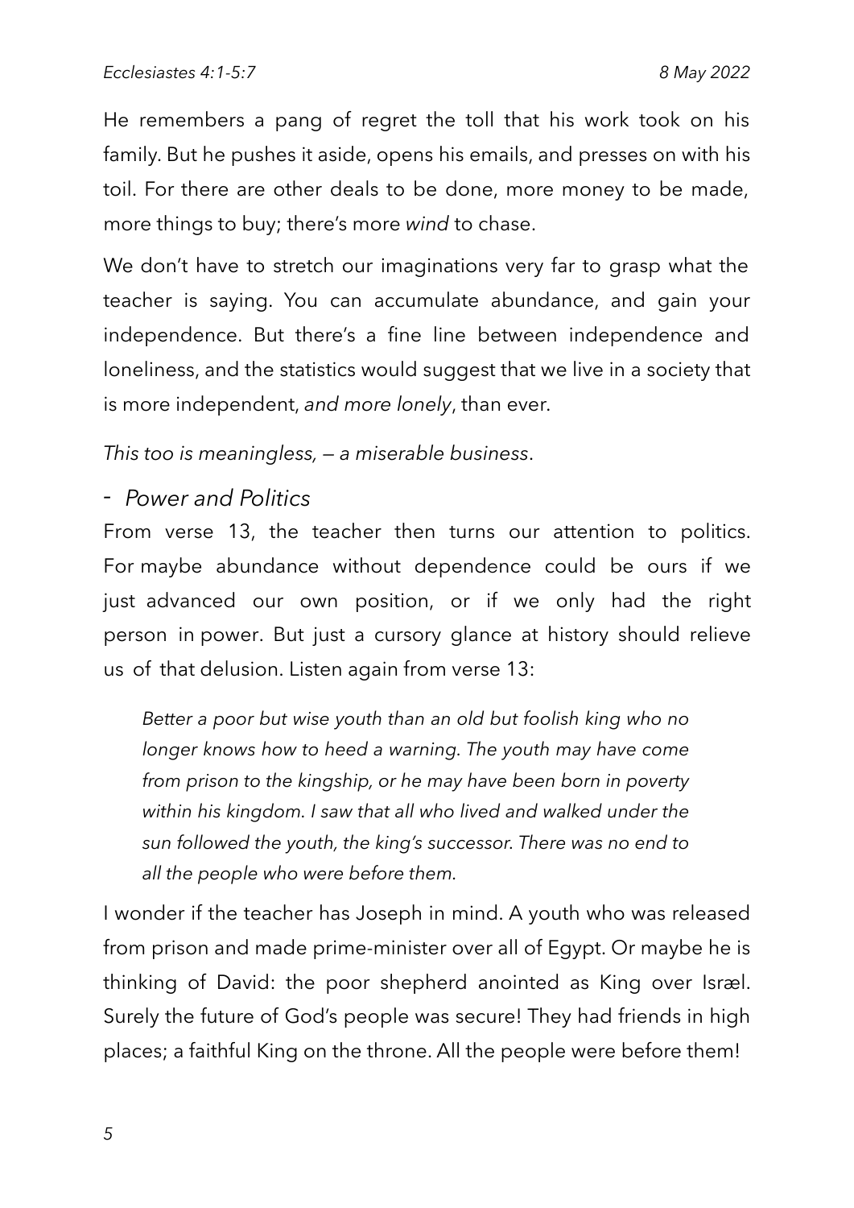He remembers a pang of regret the toll that his work took on his family. But he pushes it aside, opens his emails, and presses on with his toil. For there are other deals to be done, more money to be made, more things to buy; there's more *wind* to chase.

We don't have to stretch our imaginations very far to grasp what the teacher is saying. You can accumulate abundance, and gain your independence. But there's a fine line between independence and loneliness, and the statistics would suggest that we live in a society that is more independent, *and more lonely*, than ever.

*This too is meaningless, — a miserable business*.

- *Power and Politics*

From verse 13, the teacher then turns our attention to politics. For maybe abundance without dependence could be ours if we just advanced our own position, or if we only had the right person in power. But just a cursory glance at history should relieve us of that delusion. Listen again from verse 13:

> *Better a poor but wise youth than an old but foolish king who no longer knows how to heed a warning. The youth may have come from prison to the kingship, or he may have been born in poverty within his kingdom. I saw that all who lived and walked under the sun followed the youth, the king's successor. There was no end to all the people who were before them.*

I wonder if the teacher has Joseph in mind. A youth who was released from prison and made prime-minister over all of Egypt. Or maybe he is thinking of David: the poor shepherd anointed as King over Isræl. Surely the future of God's people was secure! They had friends in high places; a faithful King on the throne. All the people were before them!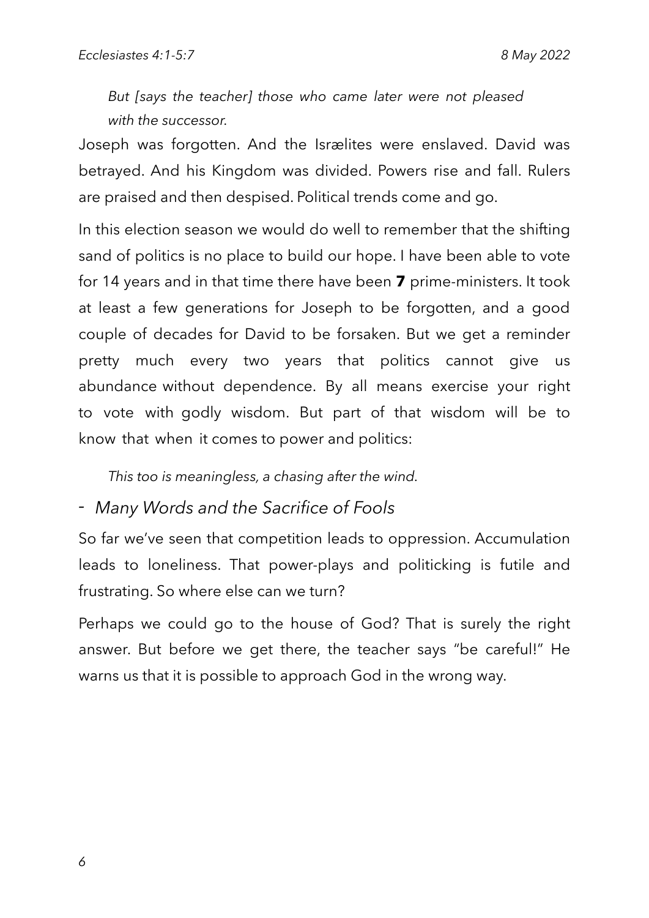*But [says the teacher] those who came later were not pleased with the successor.*

Joseph was forgotten. And the Isrælites were enslaved. David was betrayed. And his Kingdom was divided. Powers rise and fall. Rulers are praised and then despised. Political trends come and go.

In this election season we would do well to remember that the shifting sand of politics is no place to build our hope. I have been able to vote for 14 years and in that time there have been **7** prime-ministers. It took at least a few generations for Joseph to be forgotten, and a good couple of decades for David to be forsaken. But we get a reminder pretty much every two years that politics cannot give us abundance without dependence. By all means exercise your right to vote with godly wisdom. But part of that wisdom will be to know that when it comes to power and politics:

*This too is meaningless, a chasing after the wind.*

- *Many Words and the Sacrifice of Fools*

So far we've seen that competition leads to oppression. Accumulation leads to loneliness. That power-plays and politicking is futile and frustrating. So where else can we turn?

Perhaps we could go to the house of God? That is surely the right answer. But before we get there, the teacher says "be careful!" He warns us that it is possible to approach God in the wrong way.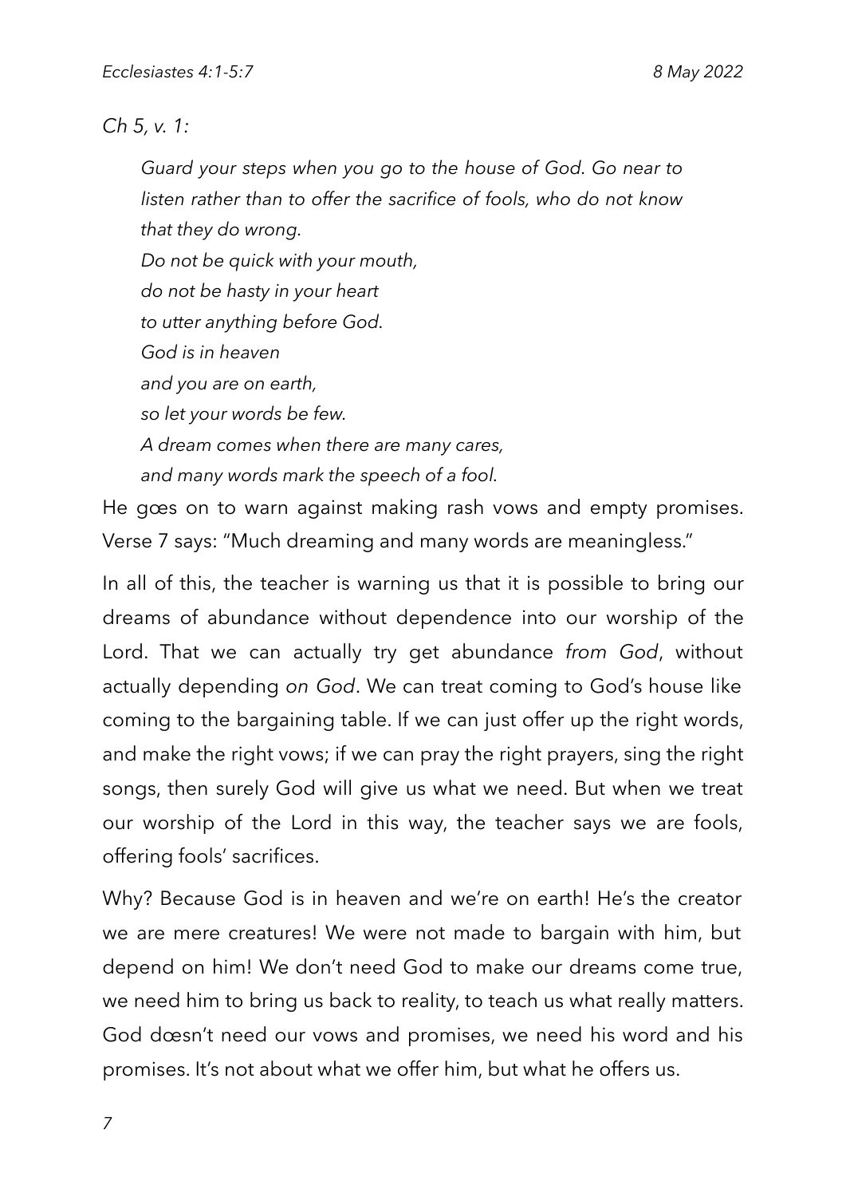*Ch 5, v. 1:*

> *Guard your steps when you go to the house of God. Go near to listen rather than to offer the sacrifice of fools, who do not know that they do wrong.*
> *Do not be quick with your mouth,*
> *do not be hasty in your heart*
> *to utter anything before God.*
> *God is in heaven*
> *and you are on earth,*
> *so let your words be few.*
> *A dream comes when there are many cares,*
> *and many words mark the speech of a fool.*

He gœs on to warn against making rash vows and empty promises. Verse 7 says: "Much dreaming and many words are meaningless."

In all of this, the teacher is warning us that it is possible to bring our dreams of abundance without dependence into our worship of the Lord. That we can actually try get abundance *from God*, without actually depending *on God*. We can treat coming to God's house like coming to the bargaining table. If we can just offer up the right words, and make the right vows; if we can pray the right prayers, sing the right songs, then surely God will give us what we need. But when we treat our worship of the Lord in this way, the teacher says we are fools, offering fools' sacrifices.

Why? Because God is in heaven and we're on earth! He's the creator we are mere creatures! We were not made to bargain with him, but depend on him! We don't need God to make our dreams come true, we need him to bring us back to reality, to teach us what really matters. God dœsn't need our vows and promises, we need his word and his promises. It's not about what we offer him, but what he offers us.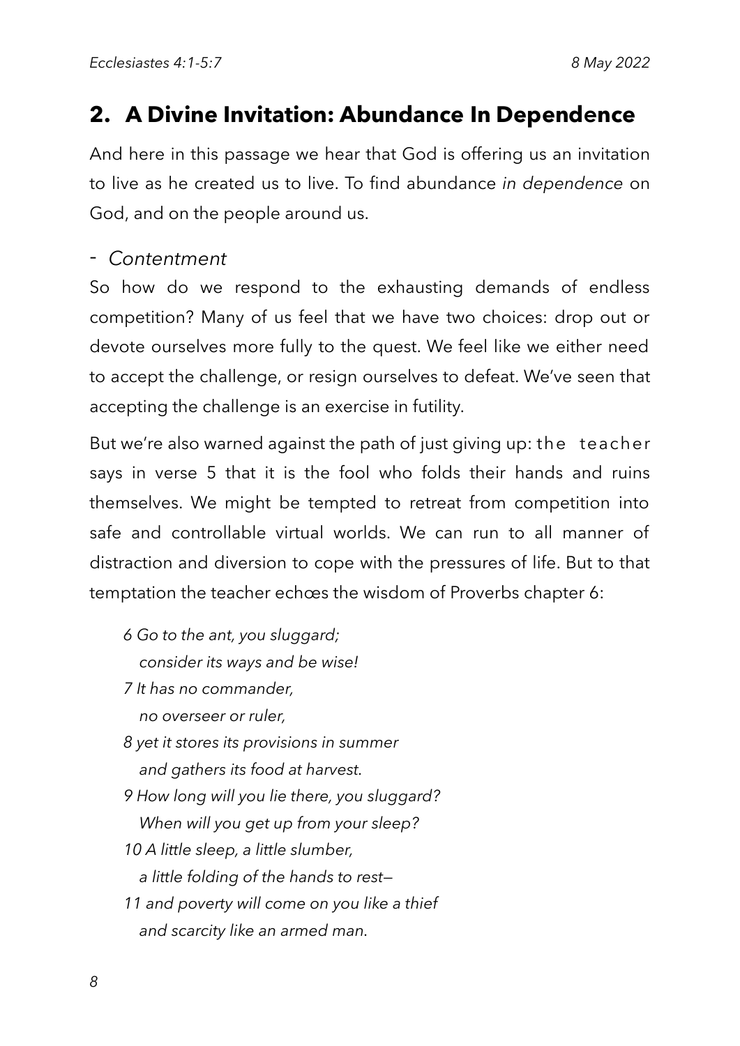## 2. A Divine Invitation: Abundance In Dependence

And here in this passage we hear that God is offering us an invitation to live as he created us to live. To find abundance *in dependence* on God, and on the people around us.

- *Contentment*

So how do we respond to the exhausting demands of endless competition? Many of us feel that we have two choices: drop out or devote ourselves more fully to the quest. We feel like we either need to accept the challenge, or resign ourselves to defeat. We've seen that accepting the challenge is an exercise in futility.

But we're also warned against the path of just giving up: the teacher says in verse 5 that it is the fool who folds their hands and ruins themselves. We might be tempted to retreat from competition into safe and controllable virtual worlds. We can run to all manner of distraction and diversion to cope with the pressures of life. But to that temptation the teacher echœs the wisdom of Proverbs chapter 6:

> *6 Go to the ant, you sluggard;*
> *consider its ways and be wise!*
> *7 It has no commander,*
> *no overseer or ruler,*
> *8 yet it stores its provisions in summer*
> *and gathers its food at harvest.*
> *9 How long will you lie there, you sluggard?*
> *When will you get up from your sleep?*
> *10 A little sleep, a little slumber,*
> *a little folding of the hands to rest—*
> *11 and poverty will come on you like a thief*
> *and scarcity like an armed man.*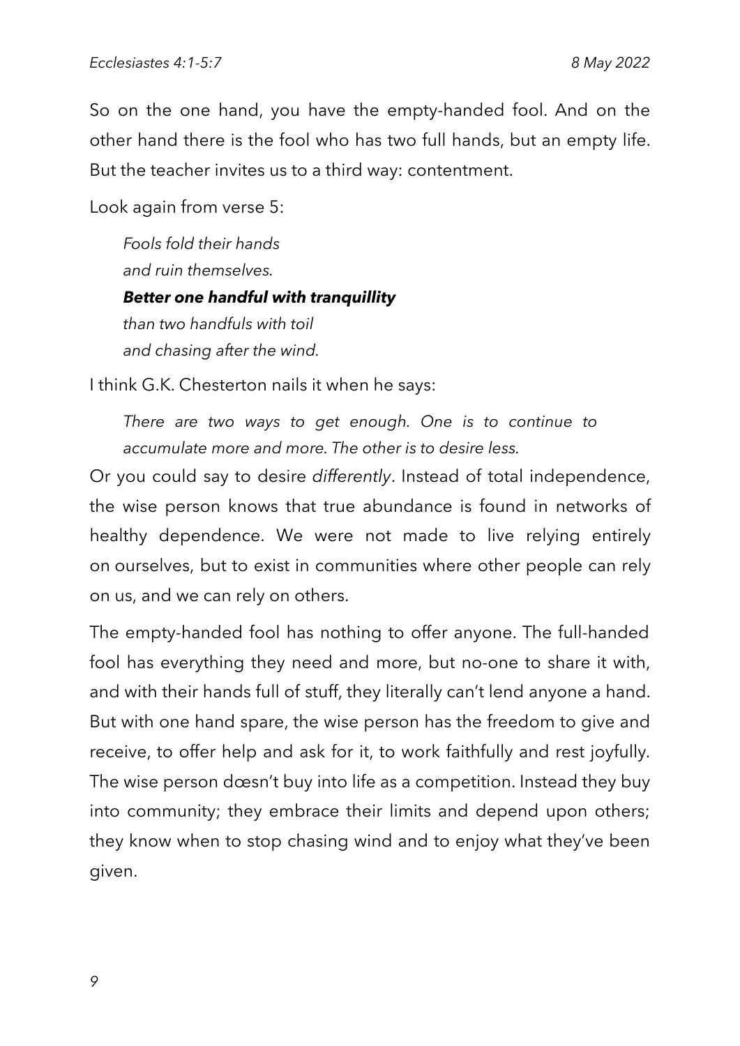So on the one hand, you have the empty-handed fool. And on the other hand there is the fool who has two full hands, but an empty life. But the teacher invites us to a third way: contentment.

Look again from verse 5:

> *Fools fold their hands*
> *and ruin themselves.*
> ***Better one handful with tranquillity***
> *than two handfuls with toil*
> *and chasing after the wind.*

I think G.K. Chesterton nails it when he says:

> *There are two ways to get enough. One is to continue to accumulate more and more. The other is to desire less.*

Or you could say to desire *differently*. Instead of total independence, the wise person knows that true abundance is found in networks of healthy dependence. We were not made to live relying entirely on ourselves, but to exist in communities where other people can rely on us, and we can rely on others.

The empty-handed fool has nothing to offer anyone. The full-handed fool has everything they need and more, but no-one to share it with, and with their hands full of stuff, they literally can't lend anyone a hand. But with one hand spare, the wise person has the freedom to give and receive, to offer help and ask for it, to work faithfully and rest joyfully. The wise person dœsn't buy into life as a competition. Instead they buy into community; they embrace their limits and depend upon others; they know when to stop chasing wind and to enjoy what they've been given.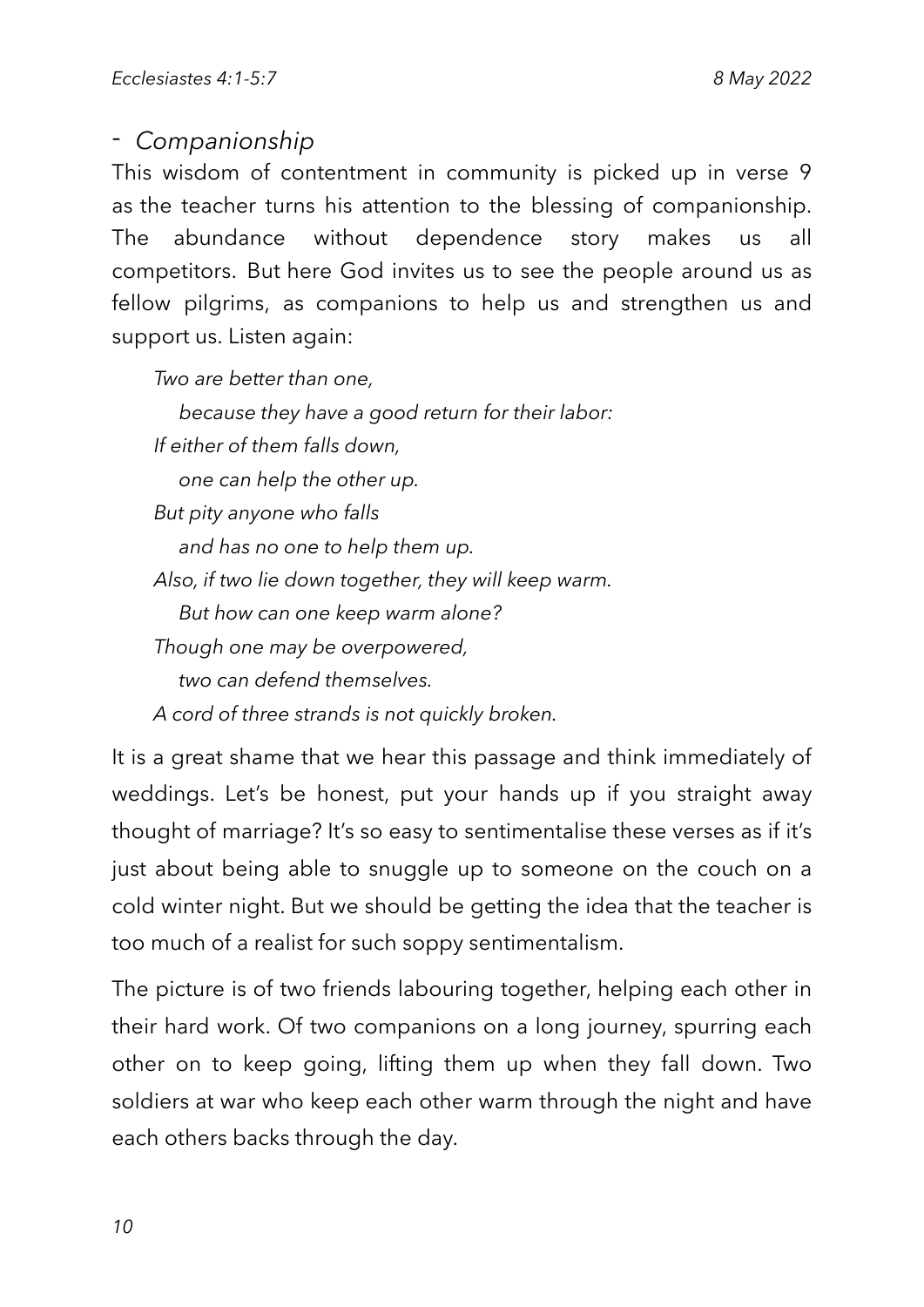- *Companionship*

This wisdom of contentment in community is picked up in verse 9 as the teacher turns his attention to the blessing of companionship. The abundance without dependence story makes us all competitors. But here God invites us to see the people around us as fellow pilgrims, as companions to help us and strengthen us and support us. Listen again:

> *Two are better than one,*
> *because they have a good return for their labor:*
> *If either of them falls down,*
> *one can help the other up.*
> *But pity anyone who falls*
> *and has no one to help them up.*
> *Also, if two lie down together, they will keep warm.*
> *But how can one keep warm alone?*
> *Though one may be overpowered,*
> *two can defend themselves.*
> *A cord of three strands is not quickly broken.*

It is a great shame that we hear this passage and think immediately of weddings. Let's be honest, put your hands up if you straight away thought of marriage? It's so easy to sentimentalise these verses as if it's just about being able to snuggle up to someone on the couch on a cold winter night. But we should be getting the idea that the teacher is too much of a realist for such soppy sentimentalism.

The picture is of two friends labouring together, helping each other in their hard work. Of two companions on a long journey, spurring each other on to keep going, lifting them up when they fall down. Two soldiers at war who keep each other warm through the night and have each others backs through the day.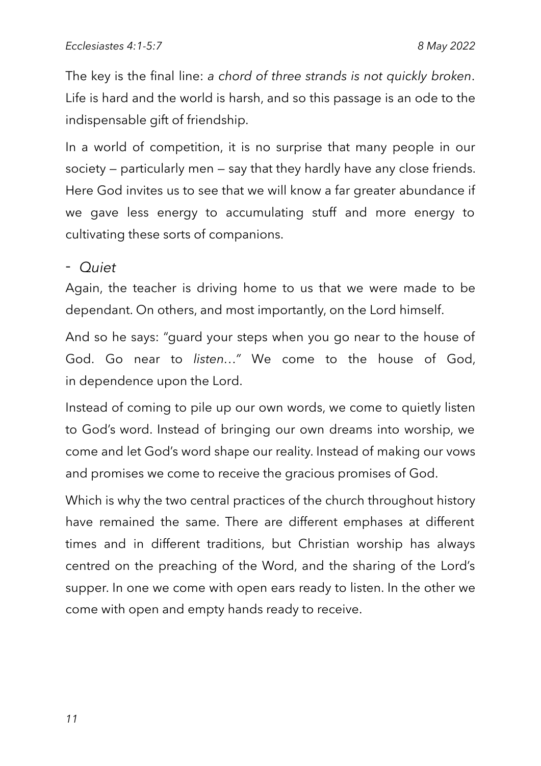The key is the final line: *a chord of three strands is not quickly broken*. Life is hard and the world is harsh, and so this passage is an ode to the indispensable gift of friendship.

In a world of competition, it is no surprise that many people in our society — particularly men — say that they hardly have any close friends. Here God invites us to see that we will know a far greater abundance if we gave less energy to accumulating stuff and more energy to cultivating these sorts of companions.

- *Quiet*

Again, the teacher is driving home to us that we were made to be dependant. On others, and most importantly, on the Lord himself.

And so he says: "guard your steps when you go near to the house of God. Go near to *listen…"* We come to the house of God, in dependence upon the Lord.

Instead of coming to pile up our own words, we come to quietly listen to God's word. Instead of bringing our own dreams into worship, we come and let God's word shape our reality. Instead of making our vows and promises we come to receive the gracious promises of God.

Which is why the two central practices of the church throughout history have remained the same. There are different emphases at different times and in different traditions, but Christian worship has always centred on the preaching of the Word, and the sharing of the Lord's supper. In one we come with open ears ready to listen. In the other we come with open and empty hands ready to receive.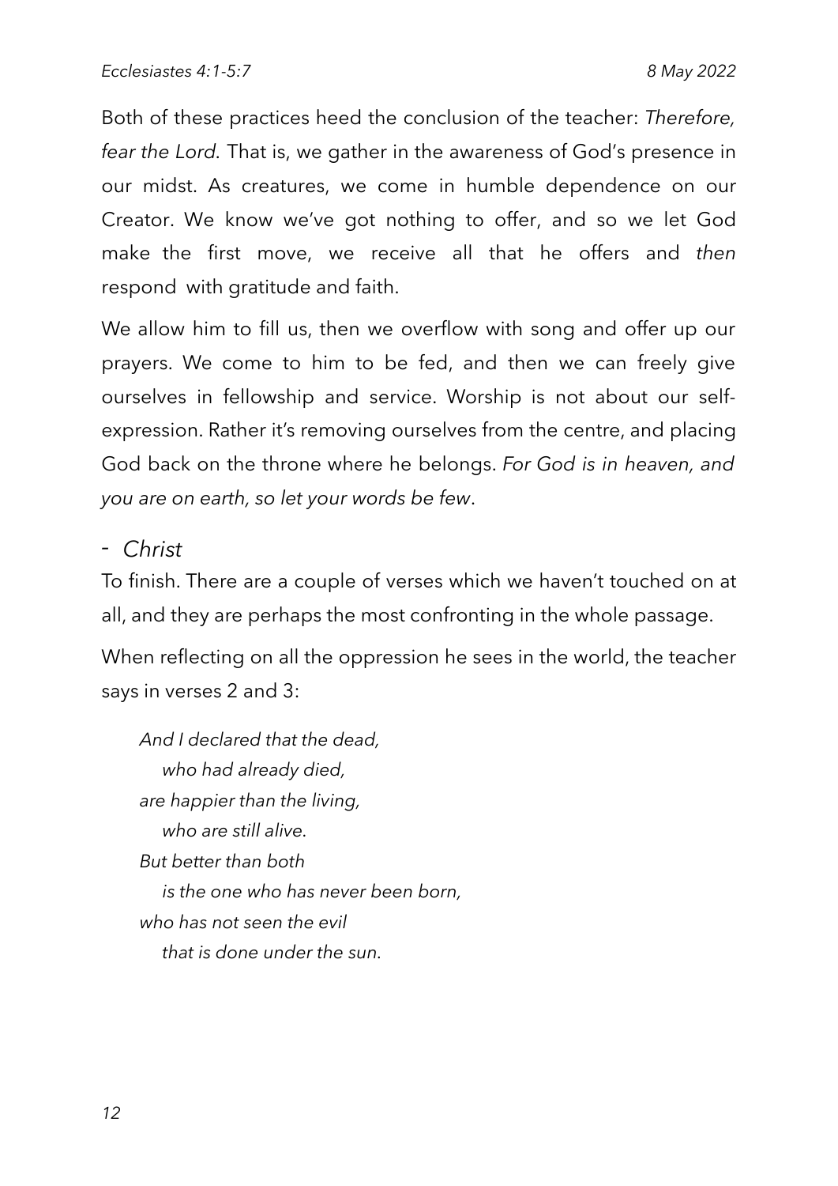Both of these practices heed the conclusion of the teacher: *Therefore, fear the Lord.* That is, we gather in the awareness of God's presence in our midst. As creatures, we come in humble dependence on our Creator. We know we've got nothing to offer, and so we let God make the first move, we receive all that he offers and *then* respond with gratitude and faith.

We allow him to fill us, then we overflow with song and offer up our prayers. We come to him to be fed, and then we can freely give ourselves in fellowship and service. Worship is not about our self-expression. Rather it's removing ourselves from the centre, and placing God back on the throne where he belongs. *For God is in heaven, and you are on earth, so let your words be few*.

- *Christ*

To finish. There are a couple of verses which we haven't touched on at all, and they are perhaps the most confronting in the whole passage.

When reflecting on all the oppression he sees in the world, the teacher says in verses 2 and 3:

> *And I declared that the dead,*
> *who had already died,*
> *are happier than the living,*
> *who are still alive.*
> *But better than both*
> *is the one who has never been born,*
> *who has not seen the evil*
> *that is done under the sun.*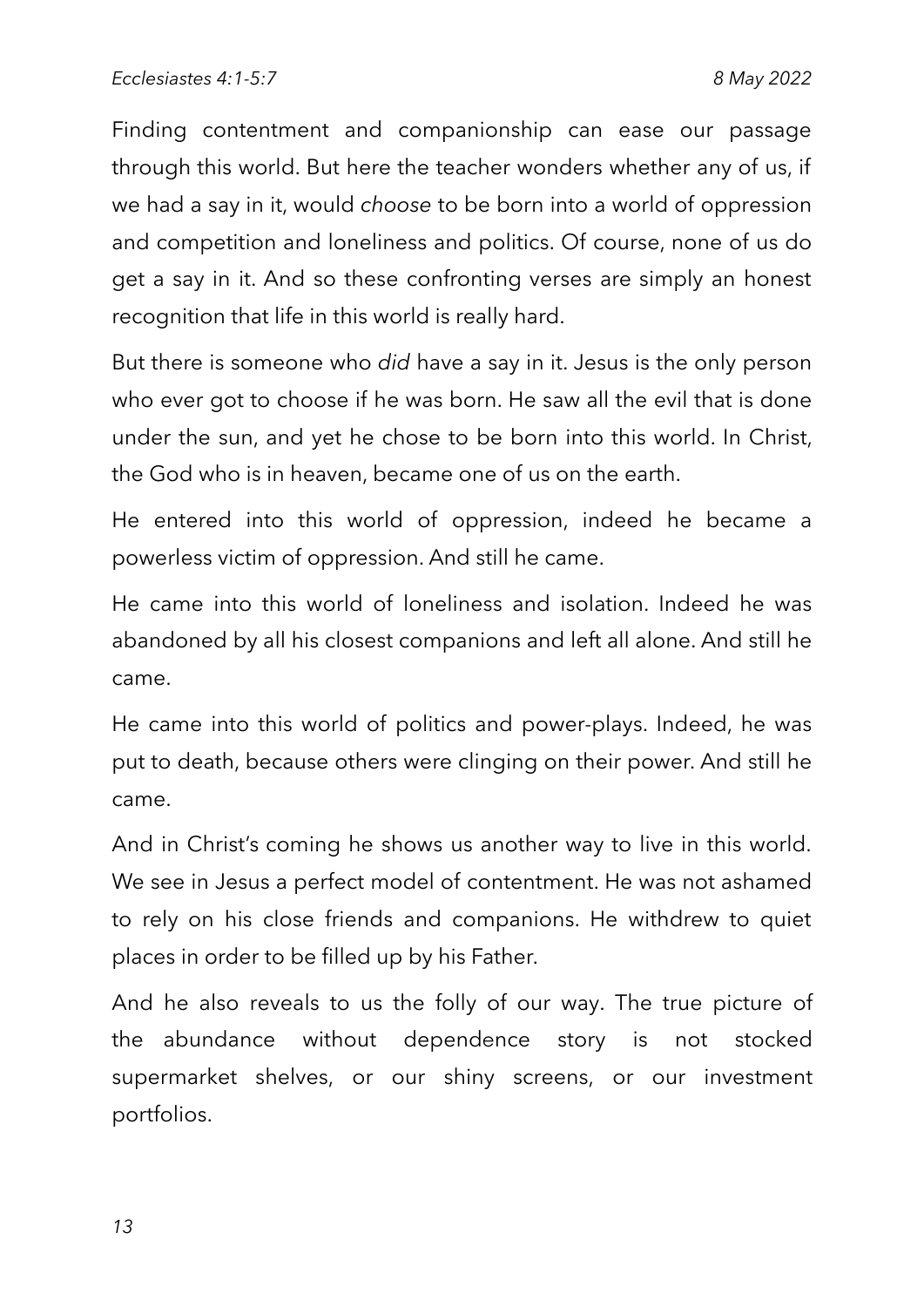Finding contentment and companionship can ease our passage through this world. But here the teacher wonders whether any of us, if we had a say in it, would *choose* to be born into a world of oppression and competition and loneliness and politics. Of course, none of us do get a say in it. And so these confronting verses are simply an honest recognition that life in this world is really hard.

But there is someone who *did* have a say in it. Jesus is the only person who ever got to choose if he was born. He saw all the evil that is done under the sun, and yet he chose to be born into this world. In Christ, the God who is in heaven, became one of us on the earth.

He entered into this world of oppression, indeed he became a powerless victim of oppression. And still he came.

He came into this world of loneliness and isolation. Indeed he was abandoned by all his closest companions and left all alone. And still he came.

He came into this world of politics and power-plays. Indeed, he was put to death, because others were clinging on their power. And still he came.

And in Christ's coming he shows us another way to live in this world. We see in Jesus a perfect model of contentment. He was not ashamed to rely on his close friends and companions. He withdrew to quiet places in order to be filled up by his Father.

And he also reveals to us the folly of our way. The true picture of the abundance without dependence story is not stocked supermarket shelves, or our shiny screens, or our investment portfolios.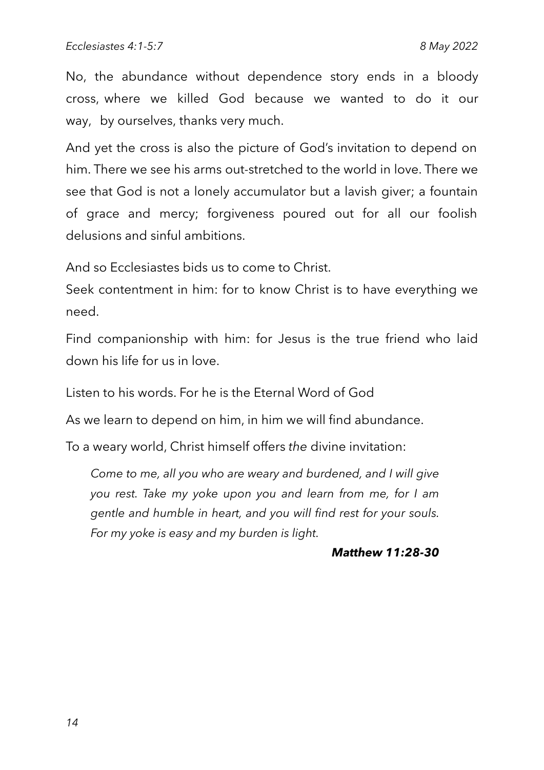No, the abundance without dependence story ends in a bloody cross, where we killed God because we wanted to do it our way, by ourselves, thanks very much.

And yet the cross is also the picture of God's invitation to depend on him. There we see his arms out-stretched to the world in love. There we see that God is not a lonely accumulator but a lavish giver; a fountain of grace and mercy; forgiveness poured out for all our foolish delusions and sinful ambitions.

And so Ecclesiastes bids us to come to Christ.
Seek contentment in him: for to know Christ is to have everything we need.

Find companionship with him: for Jesus is the true friend who laid down his life for us in love.

Listen to his words. For he is the Eternal Word of God

As we learn to depend on him, in him we will find abundance.

To a weary world, Christ himself offers *the* divine invitation:

> *Come to me, all you who are weary and burdened, and I will give you rest. Take my yoke upon you and learn from me, for I am gentle and humble in heart, and you will find rest for your souls. For my yoke is easy and my burden is light.*
>
> ***Matthew 11:28-30***